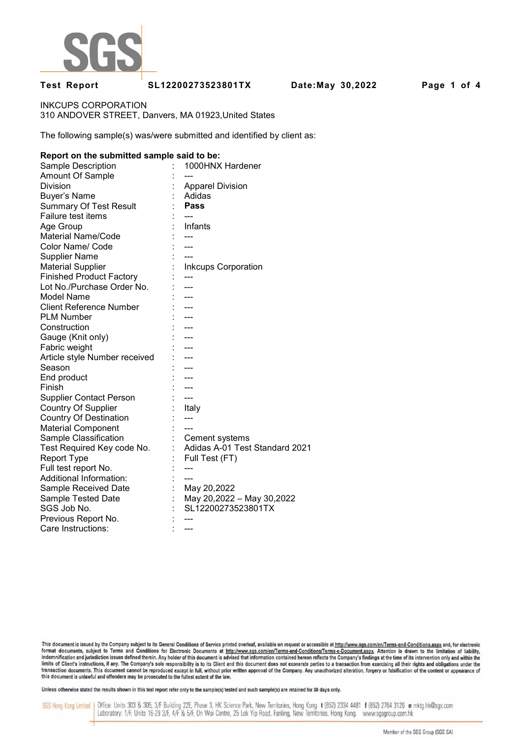**Test Report SL12200273523801TX Date:May 30,2022**

INKCUPS CORPORATION
310 ANDOVER STREET, Danvers, MA 01923,United States

The following sample(s) was/were submitted and identified by client as:

**Report on the submitted sample said to be:**

| | | |
|---|---|---|
| Sample Description | : | 1000HNX Hardener |
| Amount Of Sample | : | --- |
| Division | : | Apparel Division |
| Buyer's Name | : | Adidas |
| Summary Of Test Result | : | **Pass** |
| Failure test items | : | --- |
| Age Group | : | Infants |
| Material Name/Code | : | --- |
| Color Name/ Code | : | --- |
| Supplier Name | : | --- |
| Material Supplier | : | Inkcups Corporation |
| Finished Product Factory | : | --- |
| Lot No./Purchase Order No. | : | --- |
| Model Name | : | --- |
| Client Reference Number | : | --- |
| PLM Number | : | --- |
| Construction | : | --- |
| Gauge (Knit only) | : | --- |
| Fabric weight | : | --- |
| Article style Number received | : | --- |
| Season | : | --- |
| End product | : | --- |
| Finish | : | --- |
| Supplier Contact Person | : | --- |
| Country Of Supplier | : | Italy |
| Country Of Destination | : | --- |
| Material Component | : | --- |
| Sample Classification | : | Cement systems |
| Test Required Key code No. | : | Adidas A-01 Test Standard 2021 |
| Report Type | : | Full Test (FT) |
| Full test report No. | : | --- |
| Additional Information: | : | --- |
| Sample Received Date | : | May 20,2022 |
| Sample Tested Date | : | May 20,2022 – May 30,2022 |
| SGS Job No. | : | SL12200273523801TX |
| Previous Report No. | : | --- |
| Care Instructions: | : | --- |

This document is issued by the Company subject to its General Conditions of Service printed overleaf, available on request or accessible at http://www.sgs.com/en/Terms-and-Conditions.aspx and, for electronic format documents, subject to Terms and Conditions for Electronic Documents at http://www.sgs.com/en/Terms-and-Conditions/Terms-e-Document.aspx. Attention is drawn to the limitation of liability, indemnification and jurisdiction issues defined therein. Any holder of this document is advised that information contained hereon reflects the Company's findings at the time of its intervention only and within the limits of Client's instructions, if any. The Company's sole responsibility is to its Client and this document does not exonerate parties to a transaction from exercising all their rights and obligations under the transaction documents. This document cannot be reproduced except in full, without prior written approval of the Company. Any unauthorized alteration, forgery or falsification of the content or appearance of this document is unlawful and offenders may be prosecuted to the fullest extent of the law.

Unless otherwise stated the results shown in this test report refer only to the sample(s) tested and such sample(s) are retained for 30 days only.

SGS Hong Kong Limited | Office: Units 303 & 305, 3/F Building 22E, Phase 3, HK Science Park, New Territories, Hong Kong t (852) 2334 4481 f (852) 2764 3126 e mktg.hk@sgs.com
Laboratory: 1/F, Units 16-29 3/F, 4/F & 5/F, On Wui Centre, 25 Lok Yip Road, Fanling, New Territories, Hong Kong. www.sgsgroup.com.hk

Member of the SGS Group (SGS SA)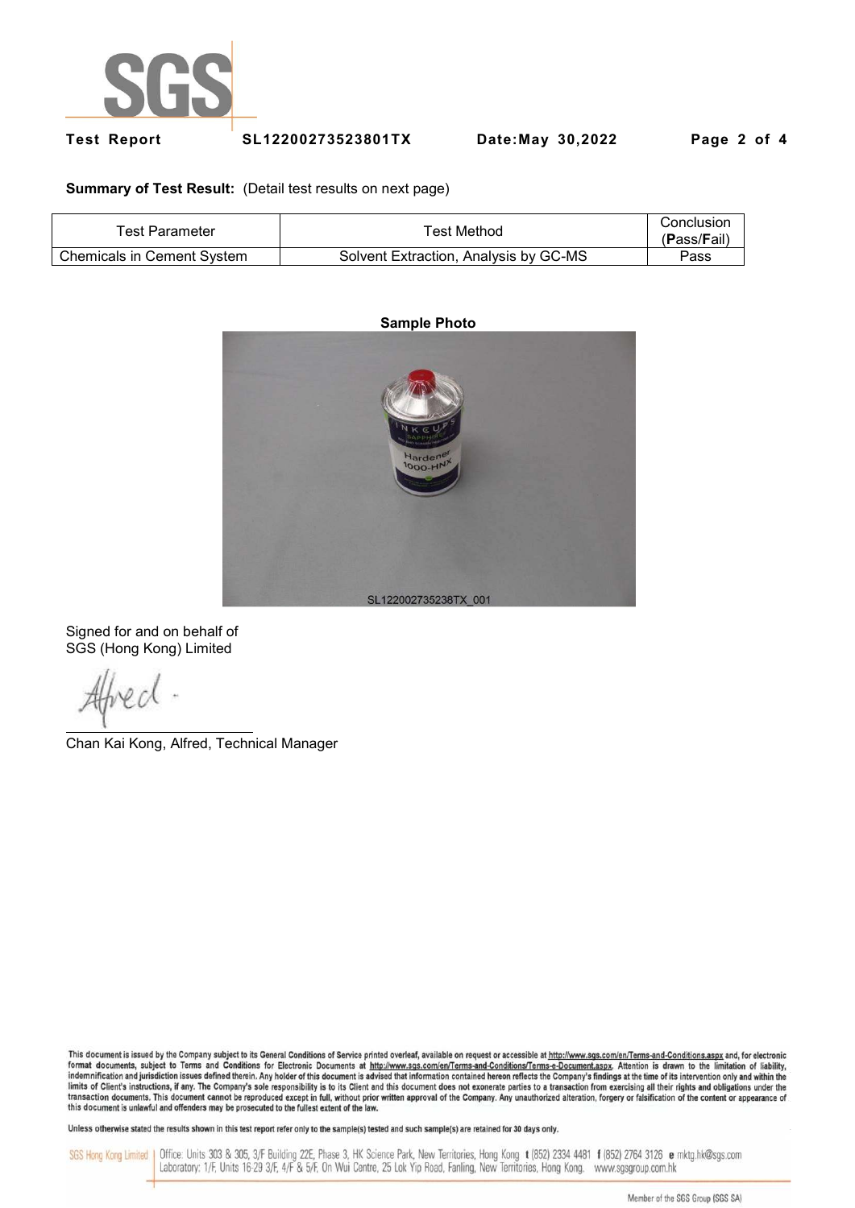**Summary of Test Result:** (Detail test results on next page)

| Test Parameter | Test Method | Conclusion (**P**ass/**F**ail) |
|---|---|---|
| Chemicals in Cement System | Solvent Extraction, Analysis by GC-MS | Pass |

**Sample Photo**

SL122002735238TX_001

Signed for and on behalf of
SGS (Hong Kong) Limited

Chan Kai Kong, Alfred, Technical Manager

This document is issued by the Company subject to its General Conditions of Service printed overleaf, available on request or accessible at http://www.sgs.com/en/Terms-and-Conditions.aspx and, for electronic format documents, subject to Terms and Conditions for Electronic Documents at http://www.sgs.com/en/Terms-and-Conditions/Terms-e-Document.aspx. Attention is drawn to the limitation of liability, indemnification and jurisdiction issues defined therein. Any holder of this document is advised that information contained hereon reflects the Company's findings at the time of its intervention only and within the limits of Client's instructions, if any. The Company's sole responsibility is to its Client and this document does not exonerate parties to a transaction from exercising all their rights and obligations under the transaction documents. This document cannot be reproduced except in full, without prior written approval of the Company. Any unauthorized alteration, forgery or falsification of the content or appearance of this document is unlawful and offenders may be prosecuted to the fullest extent of the law.

Unless otherwise stated the results shown in this test report refer only to the sample(s) tested and such sample(s) are retained for 30 days only.

SGS Hong Kong Limited | Office: Units 303 & 305, 3/F Building 22E, Phase 3, HK Science Park, New Territories, Hong Kong t (852) 2334 4481 f (852) 2764 3126 e mktg.hk@sgs.com
Laboratory: 1/F, Units 16-29 3/F, 4/F & 5/F, On Wui Centre, 25 Lok Yip Road, Fanling, New Territories, Hong Kong. www.sgsgroup.com.hk

Member of the SGS Group (SGS SA)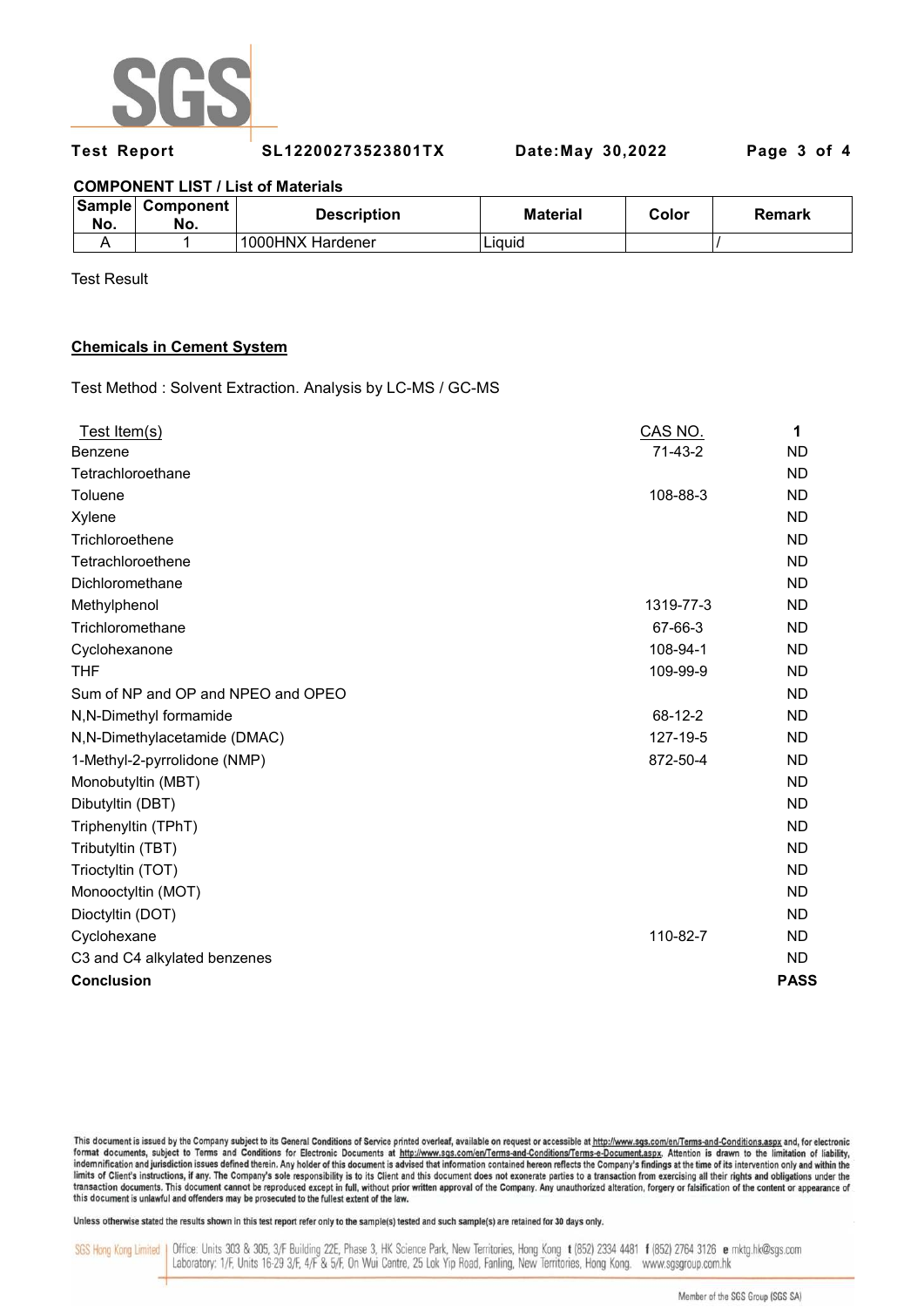**COMPONENT LIST / List of Materials**

| Sample No. | Component No. | Description | Material | Color | Remark |
|---|---|---|---|---|---|
| A | 1 | 1000HNX Hardener | Liquid | | / |

Test Result

**Chemicals in Cement System**

Test Method : Solvent Extraction. Analysis by LC-MS / GC-MS

| Test Item(s) | CAS NO. | 1 |
|---|---|---|
| Benzene | 71-43-2 | ND |
| Tetrachloroethane | | ND |
| Toluene | 108-88-3 | ND |
| Xylene | | ND |
| Trichloroethene | | ND |
| Tetrachloroethene | | ND |
| Dichloromethane | | ND |
| Methylphenol | 1319-77-3 | ND |
| Trichloromethane | 67-66-3 | ND |
| Cyclohexanone | 108-94-1 | ND |
| THF | 109-99-9 | ND |
| Sum of NP and OP and NPEO and OPEO | | ND |
| N,N-Dimethyl formamide | 68-12-2 | ND |
| N,N-Dimethylacetamide (DMAC) | 127-19-5 | ND |
| 1-Methyl-2-pyrrolidone (NMP) | 872-50-4 | ND |
| Monobutyltin (MBT) | | ND |
| Dibutyltin (DBT) | | ND |
| Triphenyltin (TPhT) | | ND |
| Tributyltin (TBT) | | ND |
| Trioctyltin (TOT) | | ND |
| Monooctyltin (MOT) | | ND |
| Dioctyltin (DOT) | | ND |
| Cyclohexane | 110-82-7 | ND |
| C3 and C4 alkylated benzenes | | ND |
| **Conclusion** | | **PASS** |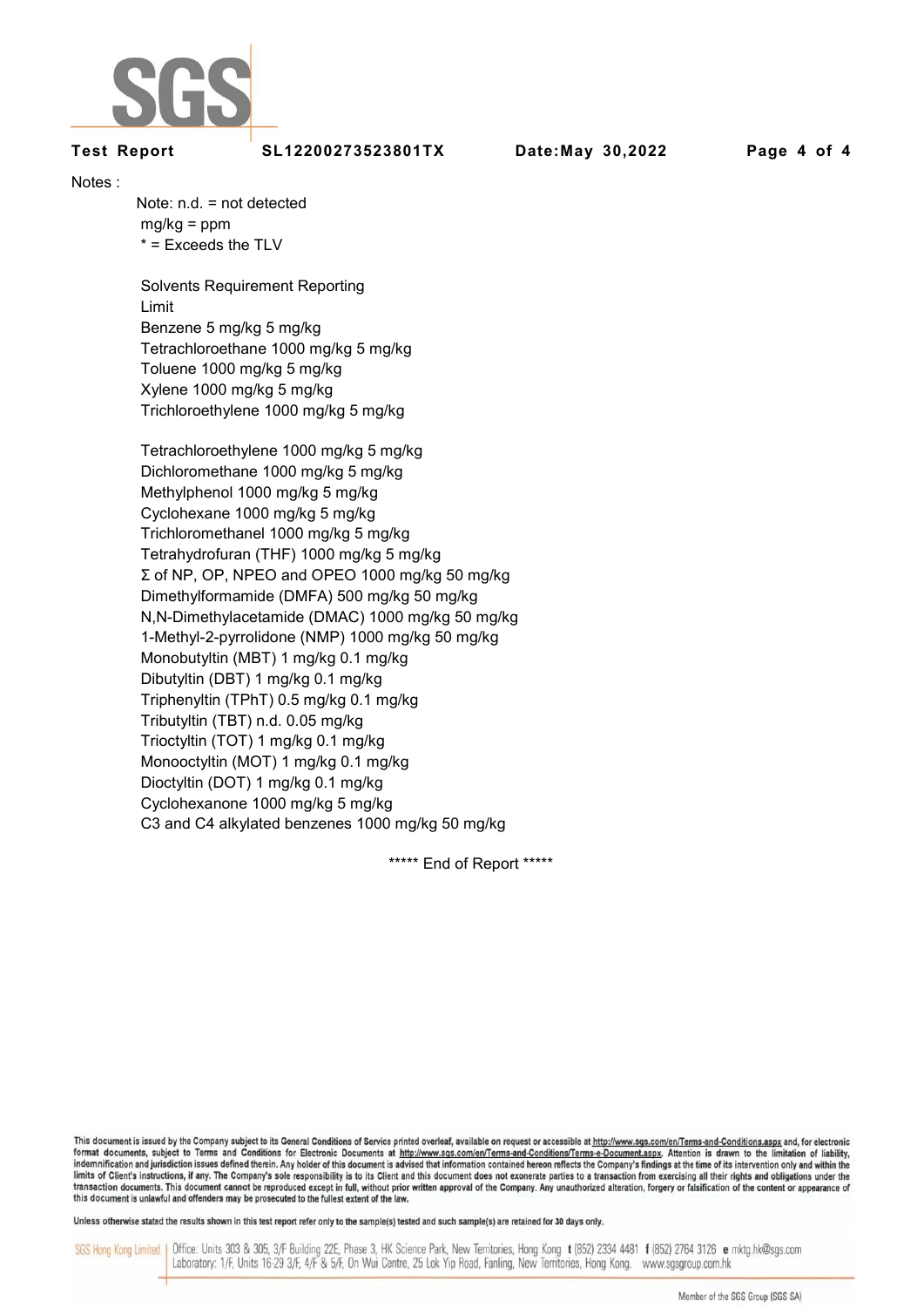Notes :

Note: n.d. = not detected
mg/kg = ppm
* = Exceeds the TLV

| Solvents | Requirement | Reporting Limit |
|---|---|---|
| Benzene | 5 mg/kg | 5 mg/kg |
| Tetrachloroethane | 1000 mg/kg | 5 mg/kg |
| Toluene | 1000 mg/kg | 5 mg/kg |
| Xylene | 1000 mg/kg | 5 mg/kg |
| Trichloroethylene | 1000 mg/kg | 5 mg/kg |
| Tetrachloroethylene | 1000 mg/kg | 5 mg/kg |
| Dichloromethane | 1000 mg/kg | 5 mg/kg |
| Methylphenol | 1000 mg/kg | 5 mg/kg |
| Cyclohexane | 1000 mg/kg | 5 mg/kg |
| Trichloromethanel | 1000 mg/kg | 5 mg/kg |
| Tetrahydrofuran (THF) | 1000 mg/kg | 5 mg/kg |
| Σ of NP, OP, NPEO and OPEO | 1000 mg/kg | 50 mg/kg |
| Dimethylformamide (DMFA) | 500 mg/kg | 50 mg/kg |
| N,N-Dimethylacetamide (DMAC) | 1000 mg/kg | 50 mg/kg |
| 1-Methyl-2-pyrrolidone (NMP) | 1000 mg/kg | 50 mg/kg |
| Monobutyltin (MBT) | 1 mg/kg | 0.1 mg/kg |
| Dibutyltin (DBT) | 1 mg/kg | 0.1 mg/kg |
| Triphenyltin (TPhT) | 0.5 mg/kg | 0.1 mg/kg |
| Tributyltin (TBT) | n.d. | 0.05 mg/kg |
| Trioctyltin (TOT) | 1 mg/kg | 0.1 mg/kg |
| Monooctyltin (MOT) | 1 mg/kg | 0.1 mg/kg |
| Dioctyltin (DOT) | 1 mg/kg | 0.1 mg/kg |
| Cyclohexanone | 1000 mg/kg | 5 mg/kg |
| C3 and C4 alkylated benzenes | 1000 mg/kg | 50 mg/kg |

***** End of Report *****